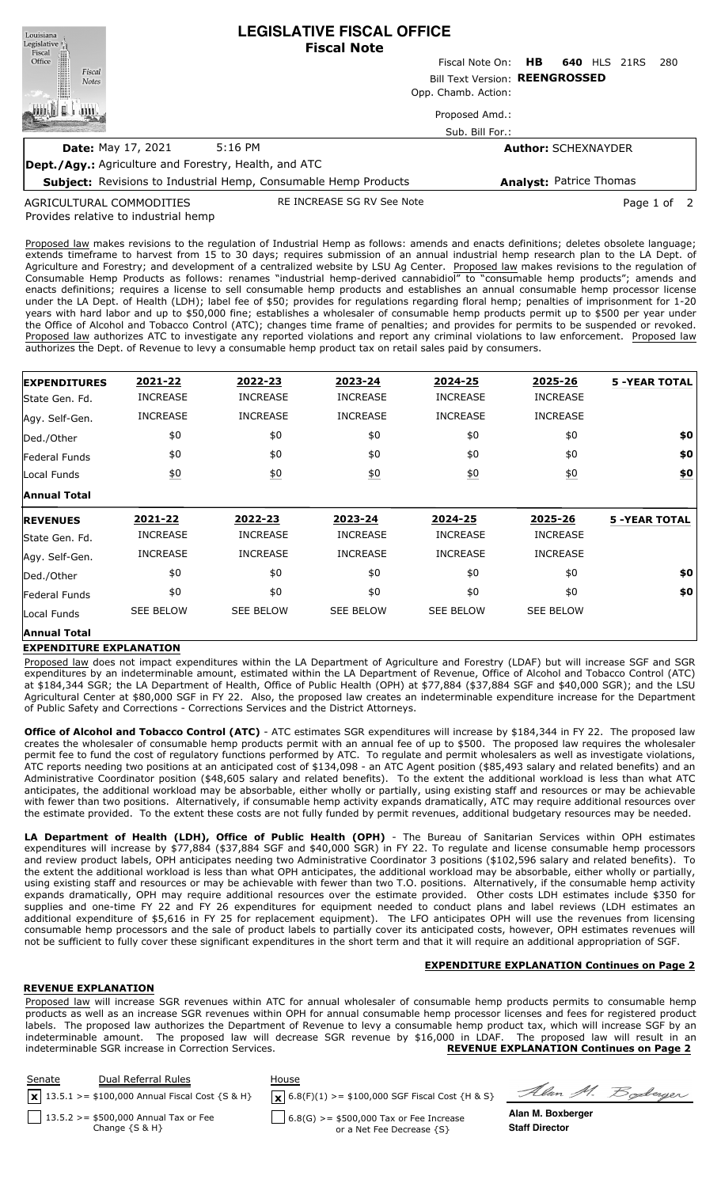# LEGISLATIVE FISCAL OFFICE
## Fiscal Note

Fiscal Note On: **HB 640** HLS 21RS 280

Bill Text Version: **REENGROSSED**

Opp. Chamb. Action:

Proposed Amd.:

Sub. Bill For.:

**Date:** May 17, 2021 5:16 PM

**Author:** SCHEXNAYDER

**Dept./Agy.:** Agriculture and Forestry, Health, and ATC

**Subject:** Revisions to Industrial Hemp, Consumable Hemp Products

**Analyst:** Patrice Thomas

AGRICULTURAL COMMODITIES RE INCREASE SG RV See Note

Provides relative to industrial hemp

Proposed law makes revisions to the regulation of Industrial Hemp as follows: amends and enacts definitions; deletes obsolete language; extends timeframe to harvest from 15 to 30 days; requires submission of an annual industrial hemp research plan to the LA Dept. of Agriculture and Forestry; and development of a centralized website by LSU Ag Center. Proposed law makes revisions to the regulation of Consumable Hemp Products as follows: renames "industrial hemp-derived cannabidiol" to "consumable hemp products"; amends and enacts definitions; requires a license to sell consumable hemp products and establishes an annual consumable hemp processor license under the LA Dept. of Health (LDH); label fee of $50; provides for regulations regarding floral hemp; penalties of imprisonment for 1-20 years with hard labor and up to $50,000 fine; establishes a wholesaler of consumable hemp products permit up to $500 per year under the Office of Alcohol and Tobacco Control (ATC); changes time frame of penalties; and provides for permits to be suspended or revoked. Proposed law authorizes ATC to investigate any reported violations and report any criminal violations to law enforcement. Proposed law authorizes the Dept. of Revenue to levy a consumable hemp product tax on retail sales paid by consumers.

| EXPENDITURES | 2021-22 | 2022-23 | 2023-24 | 2024-25 | 2025-26 | 5 -YEAR TOTAL |
|---|---|---|---|---|---|---|
| State Gen. Fd. | INCREASE | INCREASE | INCREASE | INCREASE | INCREASE | |
| Agy. Self-Gen. | INCREASE | INCREASE | INCREASE | INCREASE | INCREASE | |
| Ded./Other | $0 | $0 | $0 | $0 | $0 | $0 |
| Federal Funds | $0 | $0 | $0 | $0 | $0 | $0 |
| Local Funds | $0 | $0 | $0 | $0 | $0 | $0 |
| Annual Total | | | | | | |

| REVENUES | 2021-22 | 2022-23 | 2023-24 | 2024-25 | 2025-26 | 5 -YEAR TOTAL |
|---|---|---|---|---|---|---|
| State Gen. Fd. | INCREASE | INCREASE | INCREASE | INCREASE | INCREASE | |
| Agy. Self-Gen. | INCREASE | INCREASE | INCREASE | INCREASE | INCREASE | |
| Ded./Other | $0 | $0 | $0 | $0 | $0 | $0 |
| Federal Funds | $0 | $0 | $0 | $0 | $0 | $0 |
| Local Funds | SEE BELOW | SEE BELOW | SEE BELOW | SEE BELOW | SEE BELOW | |
| Annual Total | | | | | | |

### EXPENDITURE EXPLANATION

Proposed law does not impact expenditures within the LA Department of Agriculture and Forestry (LDAF) but will increase SGF and SGR expenditures by an indeterminable amount, estimated within the LA Department of Revenue, Office of Alcohol and Tobacco Control (ATC) at $184,344 SGR; the LA Department of Health, Office of Public Health (OPH) at $77,884 ($37,884 SGF and $40,000 SGR); and the LSU Agricultural Center at $80,000 SGF in FY 22. Also, the proposed law creates an indeterminable expenditure increase for the Department of Public Safety and Corrections - Corrections Services and the District Attorneys.

**Office of Alcohol and Tobacco Control (ATC)** - ATC estimates SGR expenditures will increase by $184,344 in FY 22. The proposed law creates the wholesaler of consumable hemp products permit with an annual fee of up to $500. The proposed law requires the wholesaler permit fee to fund the cost of regulatory functions performed by ATC. To regulate and permit wholesalers as well as investigate violations, ATC reports needing two positions at an anticipated cost of $134,098 - an ATC Agent position ($85,493 salary and related benefits) and an Administrative Coordinator position ($48,605 salary and related benefits). To the extent the additional workload is less than what ATC anticipates, the additional workload may be absorbable, either wholly or partially, using existing staff and resources or may be achievable with fewer than two positions. Alternatively, if consumable hemp activity expands dramatically, ATC may require additional resources over the estimate provided. To the extent these costs are not fully funded by permit revenues, additional budgetary resources may be needed.

**LA Department of Health (LDH), Office of Public Health (OPH)** - The Bureau of Sanitarian Services within OPH estimates expenditures will increase by $77,884 ($37,884 SGF and $40,000 SGR) in FY 22. To regulate and license consumable hemp processors and review product labels, OPH anticipates needing two Administrative Coordinator 3 positions ($102,596 salary and related benefits). To the extent the additional workload is less than what OPH anticipates, the additional workload may be absorbable, either wholly or partially, using existing staff and resources or may be achievable with fewer than two T.O. positions. Alternatively, if the consumable hemp activity expands dramatically, OPH may require additional resources over the estimate provided. Other costs LDH estimates include $350 for supplies and one-time FY 22 and FY 26 expenditures for equipment needed to conduct plans and label reviews (LDH estimates an additional expenditure of $5,616 in FY 25 for replacement equipment). The LFO anticipates OPH will use the revenues from licensing consumable hemp processors and the sale of product labels to partially cover its anticipated costs, however, OPH estimates revenues will not be sufficient to fully cover these significant expenditures in the short term and that it will require an additional appropriation of SGF.

**EXPENDITURE EXPLANATION Continues on Page 2**

### REVENUE EXPLANATION

Proposed law will increase SGR revenues within ATC for annual wholesaler of consumable hemp products permits to consumable hemp products as well as an increase SGR revenues within OPH for annual consumable hemp processor licenses and fees for registered product labels. The proposed law authorizes the Department of Revenue to levy a consumable hemp product tax, which will increase SGF by an indeterminable amount. The proposed law will decrease SGR revenue by $16,000 in LDAF. The proposed law will result in an indeterminable SGR increase in Correction Services.

**REVENUE EXPLANATION Continues on Page 2**

| Senate | Dual Referral Rules | House |
|---|---|---|
| [x] 13.5.1 >= $100,000 Annual Fiscal Cost {S & H} | | [x] 6.8(F)(1) >= $100,000 SGF Fiscal Cost {H & S} |
| [ ] 13.5.2 >= $500,000 Annual Tax or Fee Change {S & H} | | [ ] 6.8(G) >= $500,000 Tax or Fee Increase or a Net Fee Decrease {S} |

**Alan M. Boxberger**
**Staff Director**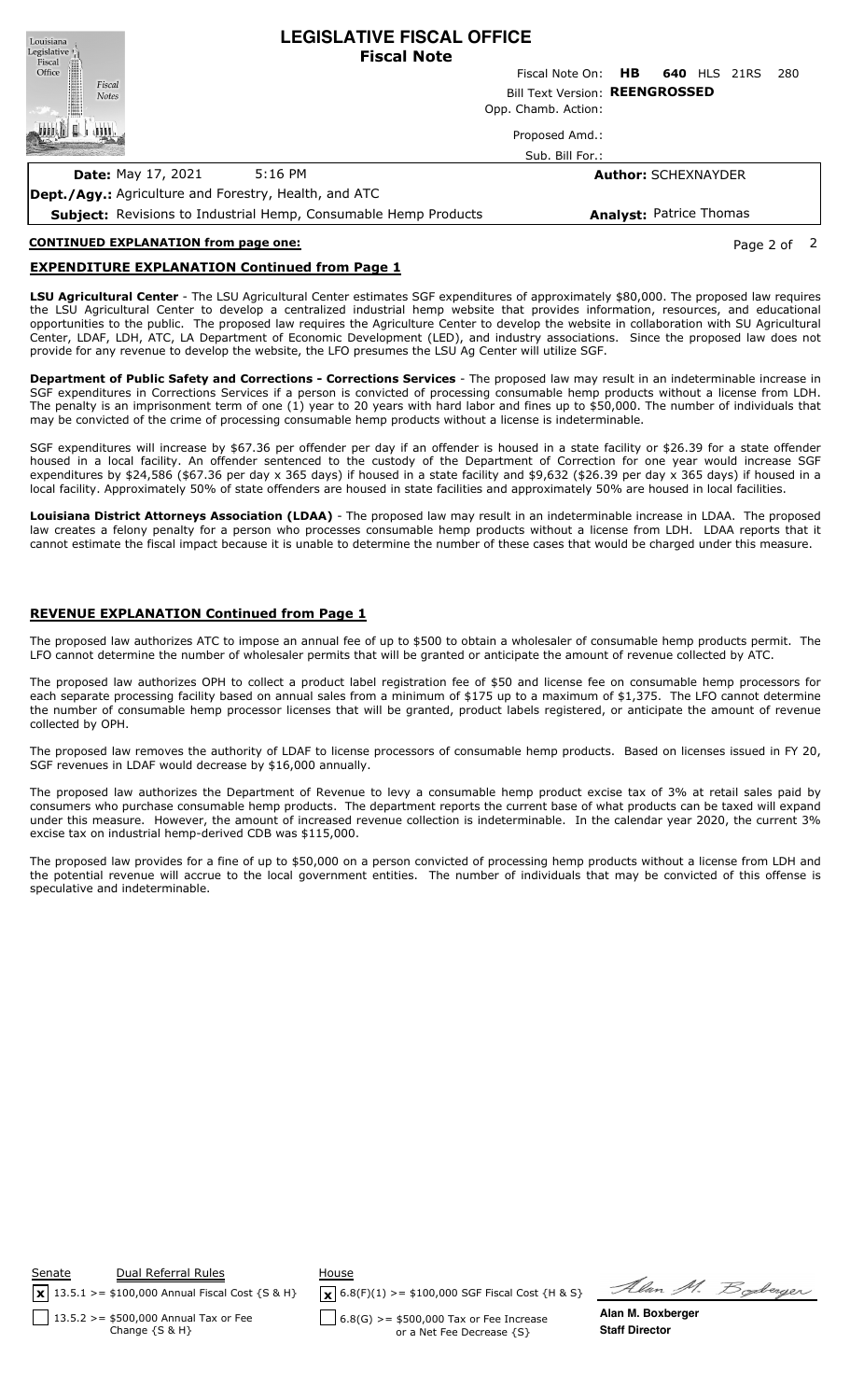# LEGISLATIVE FISCAL OFFICE
## Fiscal Note

Fiscal Note On: **HB 640** HLS 21RS 280

Bill Text Version: **REENGROSSED**

Opp. Chamb. Action:

Proposed Amd.:

Sub. Bill For.:

**Date:** May 17, 2021 5:16 PM

**Author:** SCHEXNAYDER

**Dept./Agy.:** Agriculture and Forestry, Health, and ATC

**Subject:** Revisions to Industrial Hemp, Consumable Hemp Products

**Analyst:** Patrice Thomas

**CONTINUED EXPLANATION from page one:**

### EXPENDITURE EXPLANATION Continued from Page 1

**LSU Agricultural Center** - The LSU Agricultural Center estimates SGF expenditures of approximately $80,000. The proposed law requires the LSU Agricultural Center to develop a centralized industrial hemp website that provides information, resources, and educational opportunities to the public. The proposed law requires the Agriculture Center to develop the website in collaboration with SU Agricultural Center, LDAF, LDH, ATC, LA Department of Economic Development (LED), and industry associations. Since the proposed law does not provide for any revenue to develop the website, the LFO presumes the LSU Ag Center will utilize SGF.

**Department of Public Safety and Corrections - Corrections Services** - The proposed law may result in an indeterminable increase in SGF expenditures in Corrections Services if a person is convicted of processing consumable hemp products without a license from LDH. The penalty is an imprisonment term of one (1) year to 20 years with hard labor and fines up to $50,000. The number of individuals that may be convicted of the crime of processing consumable hemp products without a license is indeterminable.

SGF expenditures will increase by $67.36 per offender per day if an offender is housed in a state facility or $26.39 for a state offender housed in a local facility. An offender sentenced to the custody of the Department of Correction for one year would increase SGF expenditures by $24,586 ($67.36 per day x 365 days) if housed in a state facility and $9,632 ($26.39 per day x 365 days) if housed in a local facility. Approximately 50% of state offenders are housed in state facilities and approximately 50% are housed in local facilities.

**Louisiana District Attorneys Association (LDAA)** - The proposed law may result in an indeterminable increase in LDAA. The proposed law creates a felony penalty for a person who processes consumable hemp products without a license from LDH. LDAA reports that it cannot estimate the fiscal impact because it is unable to determine the number of these cases that would be charged under this measure.

### REVENUE EXPLANATION Continued from Page 1

The proposed law authorizes ATC to impose an annual fee of up to $500 to obtain a wholesaler of consumable hemp products permit. The LFO cannot determine the number of wholesaler permits that will be granted or anticipate the amount of revenue collected by ATC.

The proposed law authorizes OPH to collect a product label registration fee of $50 and license fee on consumable hemp processors for each separate processing facility based on annual sales from a minimum of $175 up to a maximum of $1,375. The LFO cannot determine the number of consumable hemp processor licenses that will be granted, product labels registered, or anticipate the amount of revenue collected by OPH.

The proposed law removes the authority of LDAF to license processors of consumable hemp products. Based on licenses issued in FY 20, SGF revenues in LDAF would decrease by $16,000 annually.

The proposed law authorizes the Department of Revenue to levy a consumable hemp product excise tax of 3% at retail sales paid by consumers who purchase consumable hemp products. The department reports the current base of what products can be taxed will expand under this measure. However, the amount of increased revenue collection is indeterminable. In the calendar year 2020, the current 3% excise tax on industrial hemp-derived CDB was $115,000.

The proposed law provides for a fine of up to $50,000 on a person convicted of processing hemp products without a license from LDH and the potential revenue will accrue to the local government entities. The number of individuals that may be convicted of this offense is speculative and indeterminable.

| Senate | Dual Referral Rules | House |
|---|---|---|
| [x] | 13.5.1 >= $100,000 Annual Fiscal Cost {S & H} | [x] 6.8(F)(1) >= $100,000 SGF Fiscal Cost {H & S} |
| [ ] | 13.5.2 >= $500,000 Annual Tax or Fee Change {S & H} | [ ] 6.8(G) >= $500,000 Tax or Fee Increase or a Net Fee Decrease {S} |

**Alan M. Boxberger**
**Staff Director**